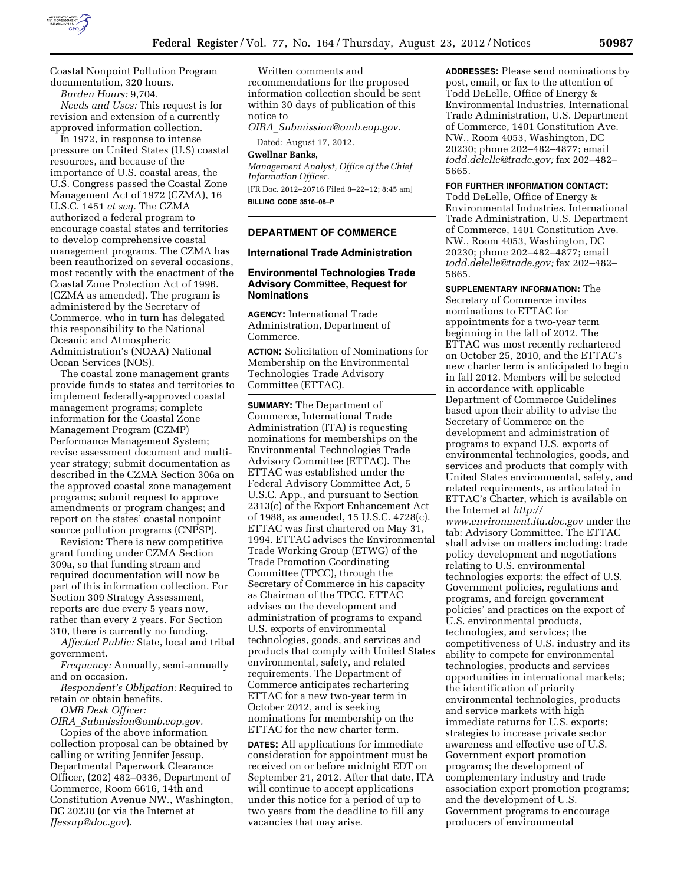Coastal Nonpoint Pollution Program documentation, 320 hours.

*Burden Hours:* 9,704.

*Needs and Uses:* This request is for revision and extension of a currently approved information collection.

In 1972, in response to intense pressure on United States (U.S) coastal resources, and because of the importance of U.S. coastal areas, the U.S. Congress passed the Coastal Zone Management Act of 1972 (CZMA), 16 U.S.C. 1451 *et seq.* The CZMA authorized a federal program to encourage coastal states and territories to develop comprehensive coastal management programs. The CZMA has been reauthorized on several occasions, most recently with the enactment of the Coastal Zone Protection Act of 1996. (CZMA as amended). The program is administered by the Secretary of Commerce, who in turn has delegated this responsibility to the National Oceanic and Atmospheric Administration's (NOAA) National Ocean Services (NOS).

The coastal zone management grants provide funds to states and territories to implement federally-approved coastal management programs; complete information for the Coastal Zone Management Program (CZMP) Performance Management System; revise assessment document and multi-year strategy; submit documentation as described in the CZMA Section 306a on the approved coastal zone management programs; submit request to approve amendments or program changes; and report on the states' coastal nonpoint source pollution programs (CNPSP).

Revision: There is new competitive grant funding under CZMA Section 309a, so that funding stream and required documentation will now be part of this information collection. For Section 309 Strategy Assessment, reports are due every 5 years now, rather than every 2 years. For Section 310, there is currently no funding.

*Affected Public:* State, local and tribal government.

*Frequency:* Annually, semi-annually and on occasion.

*Respondent's Obligation:* Required to retain or obtain benefits.

*OMB Desk Officer:* *OIRA_Submission@omb.eop.gov.*

Copies of the above information collection proposal can be obtained by calling or writing Jennifer Jessup, Departmental Paperwork Clearance Officer, (202) 482–0336, Department of Commerce, Room 6616, 14th and Constitution Avenue NW., Washington, DC 20230 (or via the Internet at *JJessup@doc.gov*).

Written comments and recommendations for the proposed information collection should be sent within 30 days of publication of this notice to *OIRA_Submission@omb.eop.gov.*

Dated: August 17, 2012.

**Gwellnar Banks,**

*Management Analyst, Office of the Chief Information Officer.*

[FR Doc. 2012–20716 Filed 8–22–12; 8:45 am]

**BILLING CODE 3510–08–P**

## DEPARTMENT OF COMMERCE

### International Trade Administration

### Environmental Technologies Trade Advisory Committee, Request for Nominations

**AGENCY:** International Trade Administration, Department of Commerce.

**ACTION:** Solicitation of Nominations for Membership on the Environmental Technologies Trade Advisory Committee (ETTAC).

**SUMMARY:** The Department of Commerce, International Trade Administration (ITA) is requesting nominations for memberships on the Environmental Technologies Trade Advisory Committee (ETTAC). The ETTAC was established under the Federal Advisory Committee Act, 5 U.S.C. App., and pursuant to Section 2313(c) of the Export Enhancement Act of 1988, as amended, 15 U.S.C. 4728(c). ETTAC was first chartered on May 31, 1994. ETTAC advises the Environmental Trade Working Group (ETWG) of the Trade Promotion Coordinating Committee (TPCC), through the Secretary of Commerce in his capacity as Chairman of the TPCC. ETTAC advises on the development and administration of programs to expand U.S. exports of environmental technologies, goods, and services and products that comply with United States environmental, safety, and related requirements. The Department of Commerce anticipates rechartering ETTAC for a new two-year term in October 2012, and is seeking nominations for membership on the ETTAC for the new charter term.

**DATES:** All applications for immediate consideration for appointment must be received on or before midnight EDT on September 21, 2012. After that date, ITA will continue to accept applications under this notice for a period of up to two years from the deadline to fill any vacancies that may arise.

**ADDRESSES:** Please send nominations by post, email, or fax to the attention of Todd DeLelle, Office of Energy & Environmental Industries, International Trade Administration, U.S. Department of Commerce, 1401 Constitution Ave. NW., Room 4053, Washington, DC 20230; phone 202–482–4877; email *todd.delelle@trade.gov;* fax 202–482–5665.

**FOR FURTHER INFORMATION CONTACT:** Todd DeLelle, Office of Energy & Environmental Industries, International Trade Administration, U.S. Department of Commerce, 1401 Constitution Ave. NW., Room 4053, Washington, DC 20230; phone 202–482–4877; email *todd.delelle@trade.gov;* fax 202–482–5665.

**SUPPLEMENTARY INFORMATION:** The Secretary of Commerce invites nominations to ETTAC for appointments for a two-year term beginning in the fall of 2012. The ETTAC was most recently rechartered on October 25, 2010, and the ETTAC's new charter term is anticipated to begin in fall 2012. Members will be selected in accordance with applicable Department of Commerce Guidelines based upon their ability to advise the Secretary of Commerce on the development and administration of programs to expand U.S. exports of environmental technologies, goods, and services and products that comply with United States environmental, safety, and related requirements, as articulated in ETTAC's Charter, which is available on the Internet at *http://www.environment.ita.doc.gov* under the tab: Advisory Committee. The ETTAC shall advise on matters including: trade policy development and negotiations relating to U.S. environmental technologies exports; the effect of U.S. Government policies, regulations and programs, and foreign government policies' and practices on the export of U.S. environmental products, technologies, and services; the competitiveness of U.S. industry and its ability to compete for environmental technologies, products and services opportunities in international markets; the identification of priority environmental technologies, products and service markets with high immediate returns for U.S. exports; strategies to increase private sector awareness and effective use of U.S. Government export promotion programs; the development of complementary industry and trade association export promotion programs; and the development of U.S. Government programs to encourage producers of environmental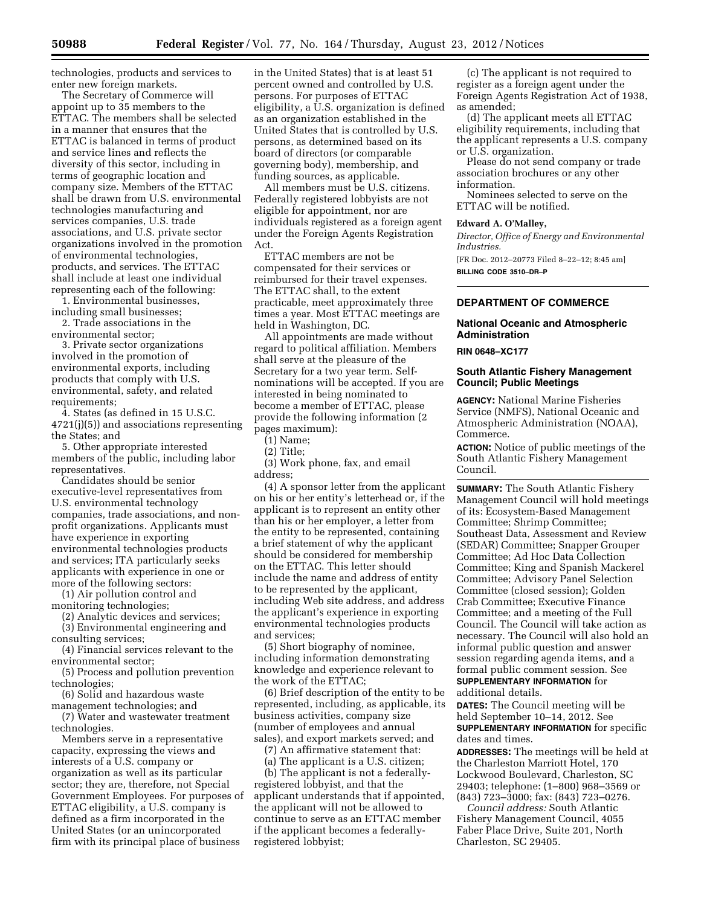technologies, products and services to enter new foreign markets.

The Secretary of Commerce will appoint up to 35 members to the ETTAC. The members shall be selected in a manner that ensures that the ETTAC is balanced in terms of product and service lines and reflects the diversity of this sector, including in terms of geographic location and company size. Members of the ETTAC shall be drawn from U.S. environmental technologies manufacturing and services companies, U.S. trade associations, and U.S. private sector organizations involved in the promotion of environmental technologies, products, and services. The ETTAC shall include at least one individual representing each of the following:

1. Environmental businesses, including small businesses;
2. Trade associations in the environmental sector;
3. Private sector organizations involved in the promotion of environmental exports, including products that comply with U.S. environmental, safety, and related requirements;
4. States (as defined in 15 U.S.C. 4721(j)(5)) and associations representing the States; and
5. Other appropriate interested members of the public, including labor representatives.

Candidates should be senior executive-level representatives from U.S. environmental technology companies, trade associations, and non-profit organizations. Applicants must have experience in exporting environmental technologies products and services; ITA particularly seeks applicants with experience in one or more of the following sectors:

(1) Air pollution control and monitoring technologies;
(2) Analytic devices and services;
(3) Environmental engineering and consulting services;
(4) Financial services relevant to the environmental sector;
(5) Process and pollution prevention technologies;
(6) Solid and hazardous waste management technologies; and
(7) Water and wastewater treatment technologies.

Members serve in a representative capacity, expressing the views and interests of a U.S. company or organization as well as its particular sector; they are, therefore, not Special Government Employees. For purposes of ETTAC eligibility, a U.S. company is defined as a firm incorporated in the United States (or an unincorporated firm with its principal place of business in the United States) that is at least 51 percent owned and controlled by U.S. persons. For purposes of ETTAC eligibility, a U.S. organization is defined as an organization established in the United States that is controlled by U.S. persons, as determined based on its board of directors (or comparable governing body), membership, and funding sources, as applicable.

All members must be U.S. citizens. Federally registered lobbyists are not eligible for appointment, nor are individuals registered as a foreign agent under the Foreign Agents Registration Act.

ETTAC members are not be compensated for their services or reimbursed for their travel expenses. The ETTAC shall, to the extent practicable, meet approximately three times a year. Most ETTAC meetings are held in Washington, DC.

All appointments are made without regard to political affiliation. Members shall serve at the pleasure of the Secretary for a two year term. Self-nominations will be accepted. If you are interested in being nominated to become a member of ETTAC, please provide the following information (2 pages maximum):

(1) Name;
(2) Title;
(3) Work phone, fax, and email address;
(4) A sponsor letter from the applicant on his or her entity's letterhead or, if the applicant is to represent an entity other than his or her employer, a letter from the entity to be represented, containing a brief statement of why the applicant should be considered for membership on the ETTAC. This letter should include the name and address of entity to be represented by the applicant, including Web site address, and address the applicant's experience in exporting environmental technologies products and services;
(5) Short biography of nominee, including information demonstrating knowledge and experience relevant to the work of the ETTAC;
(6) Brief description of the entity to be represented, including, as applicable, its business activities, company size (number of employees and annual sales), and export markets served; and
(7) An affirmative statement that:
(a) The applicant is a U.S. citizen;
(b) The applicant is not a federally-registered lobbyist, and that the applicant understands that if appointed, the applicant will not be allowed to continue to serve as an ETTAC member if the applicant becomes a federally-registered lobbyist;
(c) The applicant is not required to register as a foreign agent under the Foreign Agents Registration Act of 1938, as amended;
(d) The applicant meets all ETTAC eligibility requirements, including that the applicant represents a U.S. company or U.S. organization.

Please do not send company or trade association brochures or any other information.

Nominees selected to serve on the ETTAC will be notified.

**Edward A. O'Malley,**

*Director, Office of Energy and Environmental Industries.*

[FR Doc. 2012–20773 Filed 8–22–12; 8:45 am]

**BILLING CODE 3510–DR–P**

---

## DEPARTMENT OF COMMERCE

### National Oceanic and Atmospheric Administration

**RIN 0648–XC177**

### South Atlantic Fishery Management Council; Public Meetings

**AGENCY:** National Marine Fisheries Service (NMFS), National Oceanic and Atmospheric Administration (NOAA), Commerce.

**ACTION:** Notice of public meetings of the South Atlantic Fishery Management Council.

**SUMMARY:** The South Atlantic Fishery Management Council will hold meetings of its: Ecosystem-Based Management Committee; Shrimp Committee; Southeast Data, Assessment and Review (SEDAR) Committee; Snapper Grouper Committee; Ad Hoc Data Collection Committee; King and Spanish Mackerel Committee; Advisory Panel Selection Committee (closed session); Golden Crab Committee; Executive Finance Committee; and a meeting of the Full Council. The Council will take action as necessary. The Council will also hold an informal public question and answer session regarding agenda items, and a formal public comment session. See **SUPPLEMENTARY INFORMATION** for additional details.

**DATES:** The Council meeting will be held September 10–14, 2012. See **SUPPLEMENTARY INFORMATION** for specific dates and times.

**ADDRESSES:** The meetings will be held at the Charleston Marriott Hotel, 170 Lockwood Boulevard, Charleston, SC 29403; telephone: (1–800) 968–3569 or (843) 723–3000; fax: (843) 723–0276.

*Council address:* South Atlantic Fishery Management Council, 4055 Faber Place Drive, Suite 201, North Charleston, SC 29405.